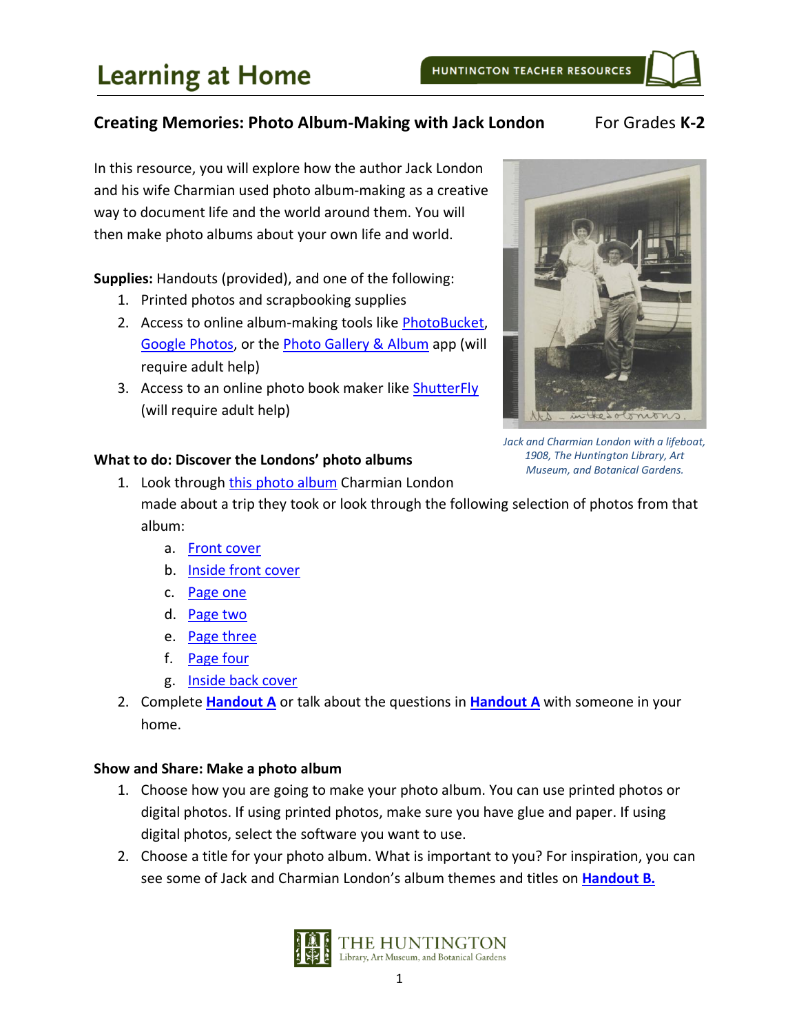# Learning at Home

HUNTINGTON TEACHER RESOURCES

## Creating Memories: Photo Album-Making with Jack London

For Grades **K-2**

In this resource, you will explore how the author Jack London and his wife Charmian used photo album-making as a creative way to document life and the world around them. You will then make photo albums about your own life and world.

**Supplies:** Handouts (provided), and one of the following:

1. Printed photos and scrapbooking supplies
2. Access to online album-making tools like PhotoBucket, Google Photos, or the Photo Gallery & Album app (will require adult help)
3. Access to an online photo book maker like ShutterFly (will require adult help)

*Jack and Charmian London with a lifeboat, 1908, The Huntington Library, Art Museum, and Botanical Gardens.*

### What to do: Discover the Londons' photo albums

1. Look through this photo album Charmian London made about a trip they took or look through the following selection of photos from that album:
   a. Front cover
   b. Inside front cover
   c. Page one
   d. Page two
   e. Page three
   f. Page four
   g. Inside back cover
2. Complete **Handout A** or talk about the questions in **Handout A** with someone in your home.

### Show and Share: Make a photo album

1. Choose how you are going to make your photo album. You can use printed photos or digital photos. If using printed photos, make sure you have glue and paper. If using digital photos, select the software you want to use.
2. Choose a title for your photo album. What is important to you? For inspiration, you can see some of Jack and Charmian London's album themes and titles on **Handout B.**

THE HUNTINGTON
Library, Art Museum, and Botanical Gardens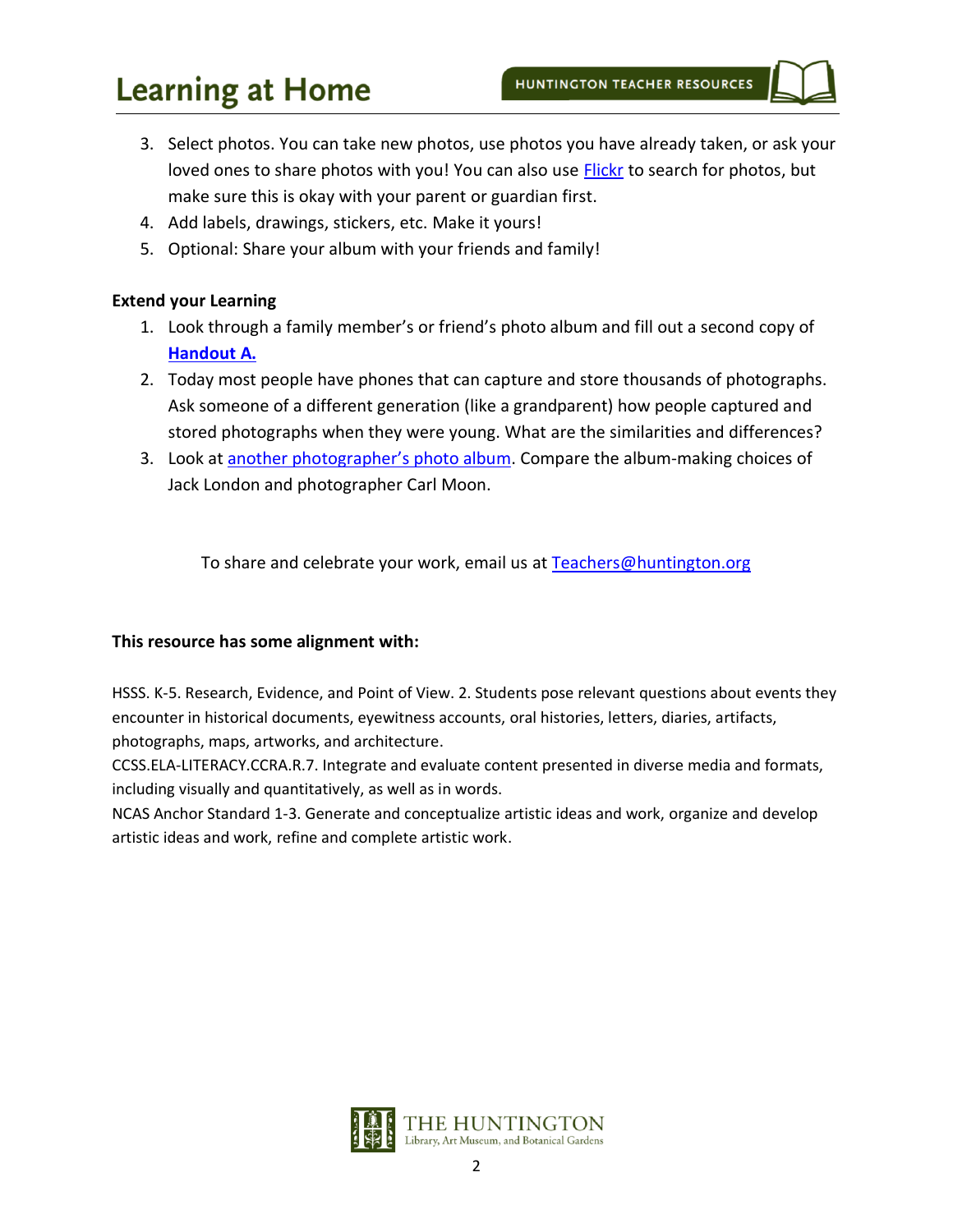3. Select photos. You can take new photos, use photos you have already taken, or ask your loved ones to share photos with you! You can also use Flickr to search for photos, but make sure this is okay with your parent or guardian first.
4. Add labels, drawings, stickers, etc. Make it yours!
5. Optional: Share your album with your friends and family!

**Extend your Learning**

1. Look through a family member's or friend's photo album and fill out a second copy of **Handout A.**
2. Today most people have phones that can capture and store thousands of photographs. Ask someone of a different generation (like a grandparent) how people captured and stored photographs when they were young. What are the similarities and differences?
3. Look at another photographer's photo album. Compare the album-making choices of Jack London and photographer Carl Moon.

To share and celebrate your work, email us at Teachers@huntington.org

**This resource has some alignment with:**

HSSS. K-5. Research, Evidence, and Point of View. 2. Students pose relevant questions about events they encounter in historical documents, eyewitness accounts, oral histories, letters, diaries, artifacts, photographs, maps, artworks, and architecture.
CCSS.ELA-LITERACY.CCRA.R.7. Integrate and evaluate content presented in diverse media and formats, including visually and quantitatively, as well as in words.
NCAS Anchor Standard 1-3. Generate and conceptualize artistic ideas and work, organize and develop artistic ideas and work, refine and complete artistic work.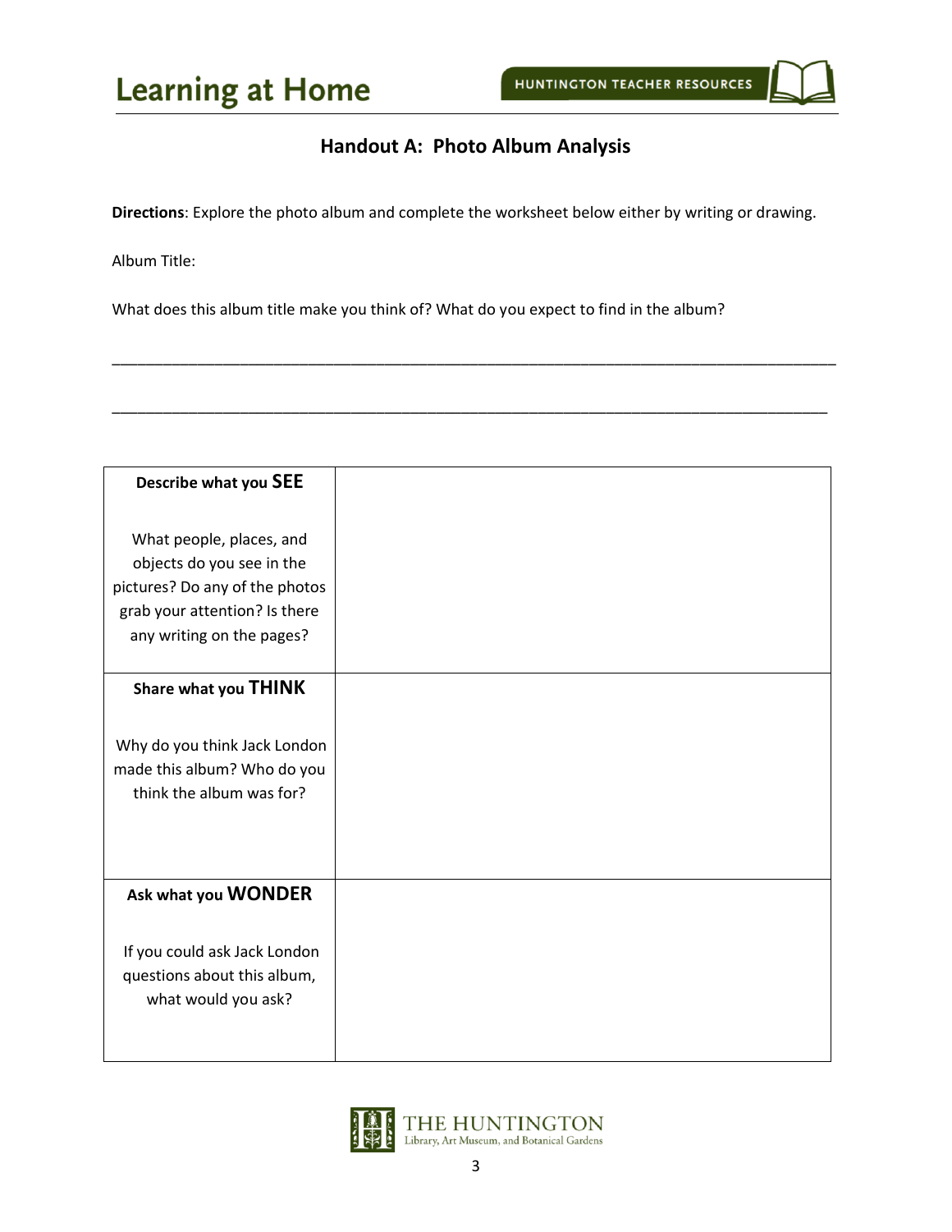## Handout A: Photo Album Analysis

**Directions**: Explore the photo album and complete the worksheet below either by writing or drawing.

Album Title:

What does this album title make you think of? What do you expect to find in the album?

______________________________________________________________________________

______________________________________________________________________________

| | |
|---|---|
| **Describe what you SEE**<br><br>What people, places, and objects do you see in the pictures? Do any of the photos grab your attention? Is there any writing on the pages? | |
| **Share what you THINK**<br><br>Why do you think Jack London made this album? Who do you think the album was for? | |
| **Ask what you WONDER**<br><br>If you could ask Jack London questions about this album, what would you ask? | |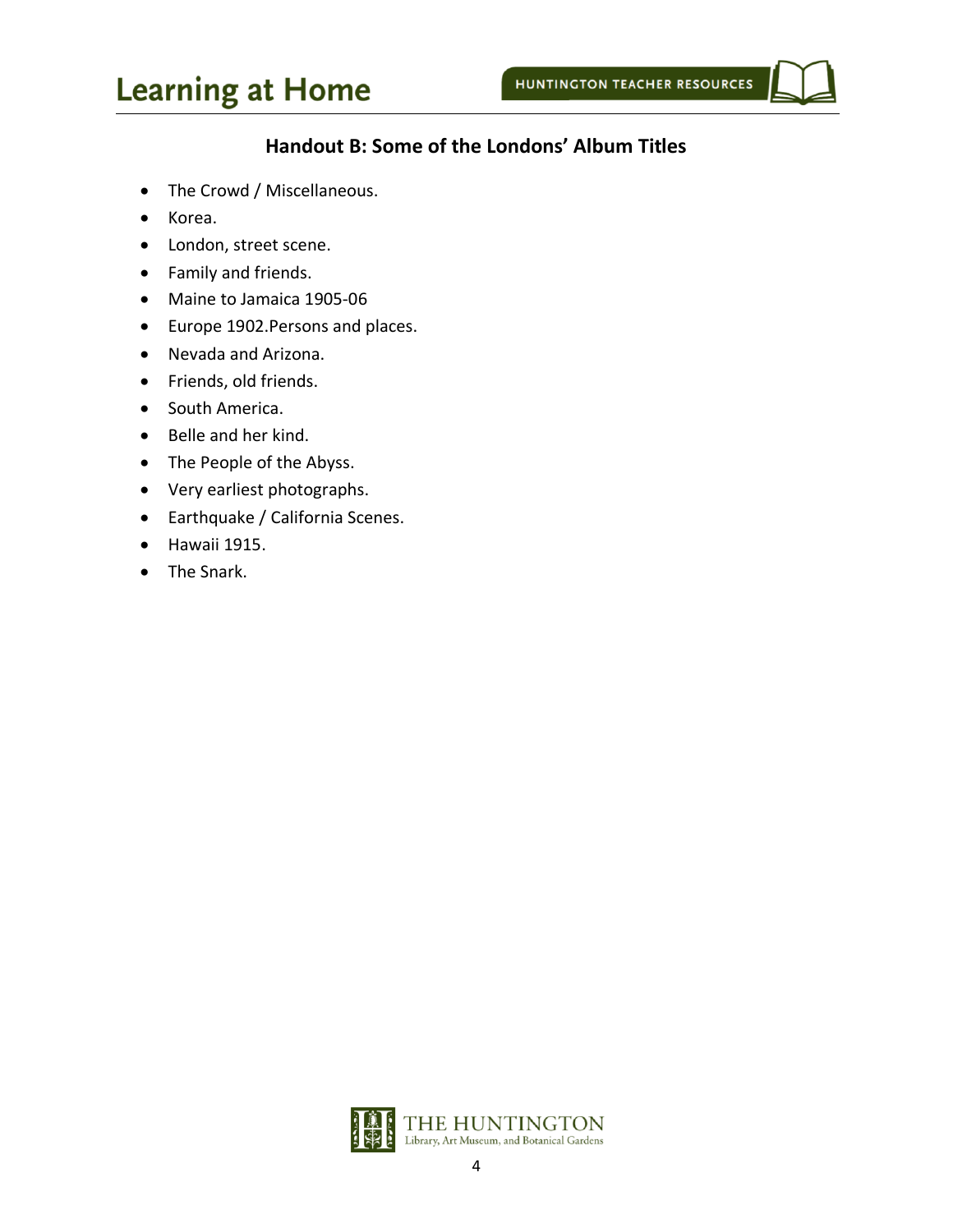## Handout B: Some of the Londons' Album Titles

- The Crowd / Miscellaneous.
- Korea.
- London, street scene.
- Family and friends.
- Maine to Jamaica 1905-06
- Europe 1902.Persons and places.
- Nevada and Arizona.
- Friends, old friends.
- South America.
- Belle and her kind.
- The People of the Abyss.
- Very earliest photographs.
- Earthquake / California Scenes.
- Hawaii 1915.
- The Snark.